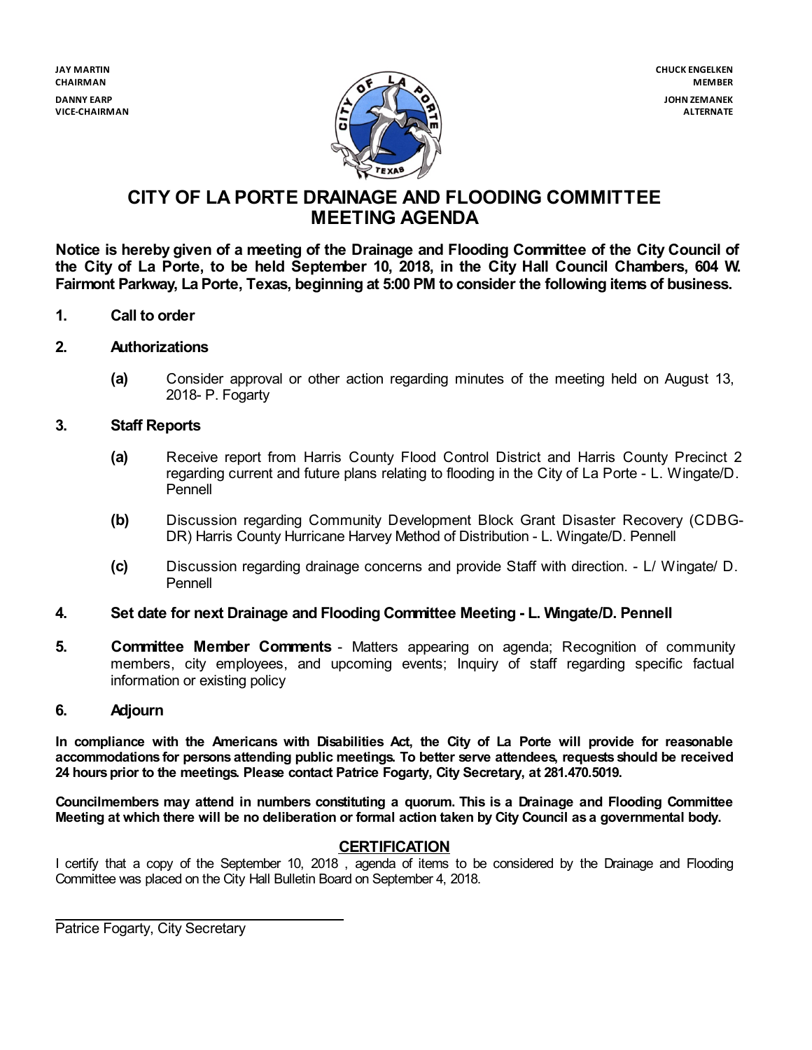**JAY MARTIN**
**CHAIRMAN**

**DANNY EARP**
**VICE-CHAIRMAN**

**CHUCK ENGELKEN**
**MEMBER**

**JOHN ZEMANEK**
**ALTERNATE**

# CITY OF LA PORTE DRAINAGE AND FLOODING COMMITTEE MEETING AGENDA

**Notice is hereby given of a meeting of the Drainage and Flooding Committee of the City Council of the City of La Porte, to be held September 10, 2018, in the City Hall Council Chambers, 604 W. Fairmont Parkway, La Porte, Texas, beginning at 5:00 PM to consider the following items of business.**

**1. Call to order**

**2. Authorizations**

**(a)** Consider approval or other action regarding minutes of the meeting held on August 13, 2018- P. Fogarty

**3. Staff Reports**

**(a)** Receive report from Harris County Flood Control District and Harris County Precinct 2 regarding current and future plans relating to flooding in the City of La Porte - L. Wingate/D. Pennell

**(b)** Discussion regarding Community Development Block Grant Disaster Recovery (CDBG-DR) Harris County Hurricane Harvey Method of Distribution - L. Wingate/D. Pennell

**(c)** Discussion regarding drainage concerns and provide Staff with direction. - L/ Wingate/ D. Pennell

**4. Set date for next Drainage and Flooding Committee Meeting - L. Wingate/D. Pennell**

**5. Committee Member Comments** - Matters appearing on agenda; Recognition of community members, city employees, and upcoming events; Inquiry of staff regarding specific factual information or existing policy

**6. Adjourn**

**In compliance with the Americans with Disabilities Act, the City of La Porte will provide for reasonable accommodations for persons attending public meetings. To better serve attendees, requests should be received 24 hours prior to the meetings. Please contact Patrice Fogarty, City Secretary, at 281.470.5019.**

**Councilmembers may attend in numbers constituting a quorum. This is a Drainage and Flooding Committee Meeting at which there will be no deliberation or formal action taken by City Council as a governmental body.**

## CERTIFICATION

I certify that a copy of the September 10, 2018 , agenda of items to be considered by the Drainage and Flooding Committee was placed on the City Hall Bulletin Board on September 4, 2018.

Patrice Fogarty, City Secretary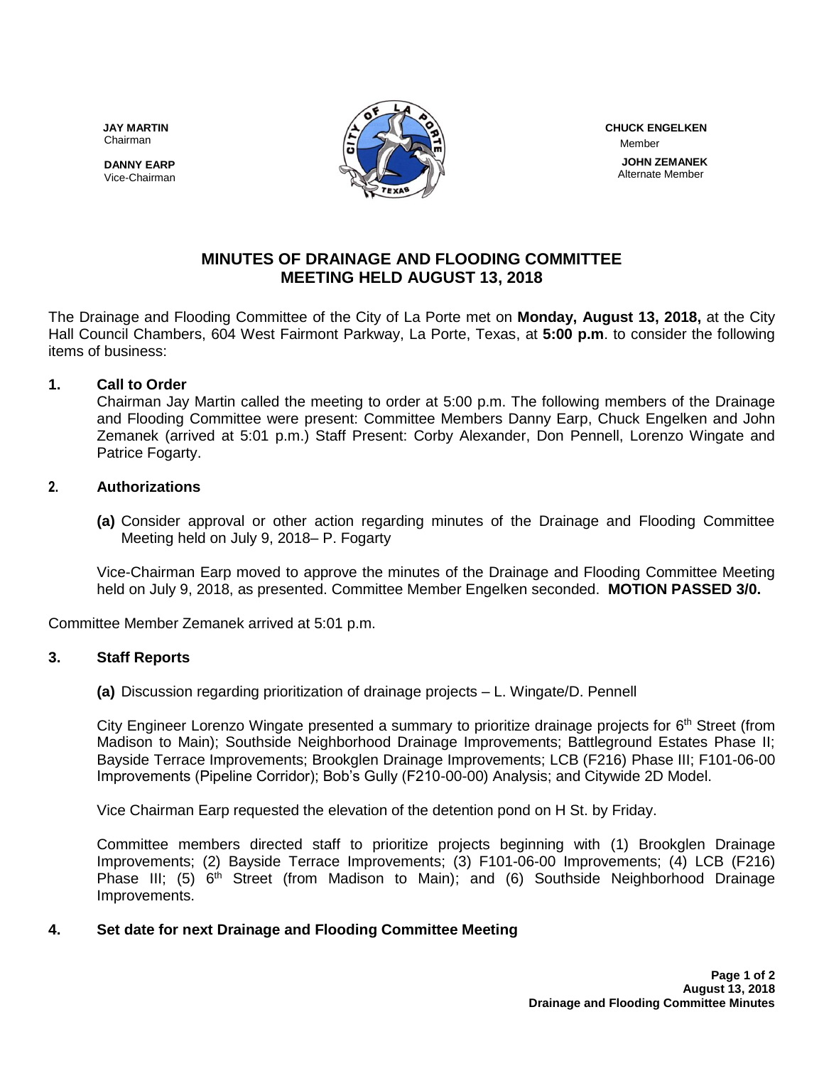**JAY MARTIN**
Chairman

**DANNY EARP**
Vice-Chairman

**CHUCK ENGELKEN**
Member

**JOHN ZEMANEK**
Alternate Member

## MINUTES OF DRAINAGE AND FLOODING COMMITTEE MEETING HELD AUGUST 13, 2018

The Drainage and Flooding Committee of the City of La Porte met on **Monday, August 13, 2018,** at the City Hall Council Chambers, 604 West Fairmont Parkway, La Porte, Texas, at **5:00 p.m**. to consider the following items of business:

### 1. Call to Order

Chairman Jay Martin called the meeting to order at 5:00 p.m. The following members of the Drainage and Flooding Committee were present: Committee Members Danny Earp, Chuck Engelken and John Zemanek (arrived at 5:01 p.m.) Staff Present: Corby Alexander, Don Pennell, Lorenzo Wingate and Patrice Fogarty.

### 2. Authorizations

**(a)** Consider approval or other action regarding minutes of the Drainage and Flooding Committee Meeting held on July 9, 2018– P. Fogarty

Vice-Chairman Earp moved to approve the minutes of the Drainage and Flooding Committee Meeting held on July 9, 2018, as presented. Committee Member Engelken seconded. **MOTION PASSED 3/0.**

Committee Member Zemanek arrived at 5:01 p.m.

### 3. Staff Reports

**(a)** Discussion regarding prioritization of drainage projects – L. Wingate/D. Pennell

City Engineer Lorenzo Wingate presented a summary to prioritize drainage projects for 6th Street (from Madison to Main); Southside Neighborhood Drainage Improvements; Battleground Estates Phase II; Bayside Terrace Improvements; Brookglen Drainage Improvements; LCB (F216) Phase III; F101-06-00 Improvements (Pipeline Corridor); Bob's Gully (F210-00-00) Analysis; and Citywide 2D Model.

Vice Chairman Earp requested the elevation of the detention pond on H St. by Friday.

Committee members directed staff to prioritize projects beginning with (1) Brookglen Drainage Improvements; (2) Bayside Terrace Improvements; (3) F101-06-00 Improvements; (4) LCB (F216) Phase III; (5) 6th Street (from Madison to Main); and (6) Southside Neighborhood Drainage Improvements.

### 4. Set date for next Drainage and Flooding Committee Meeting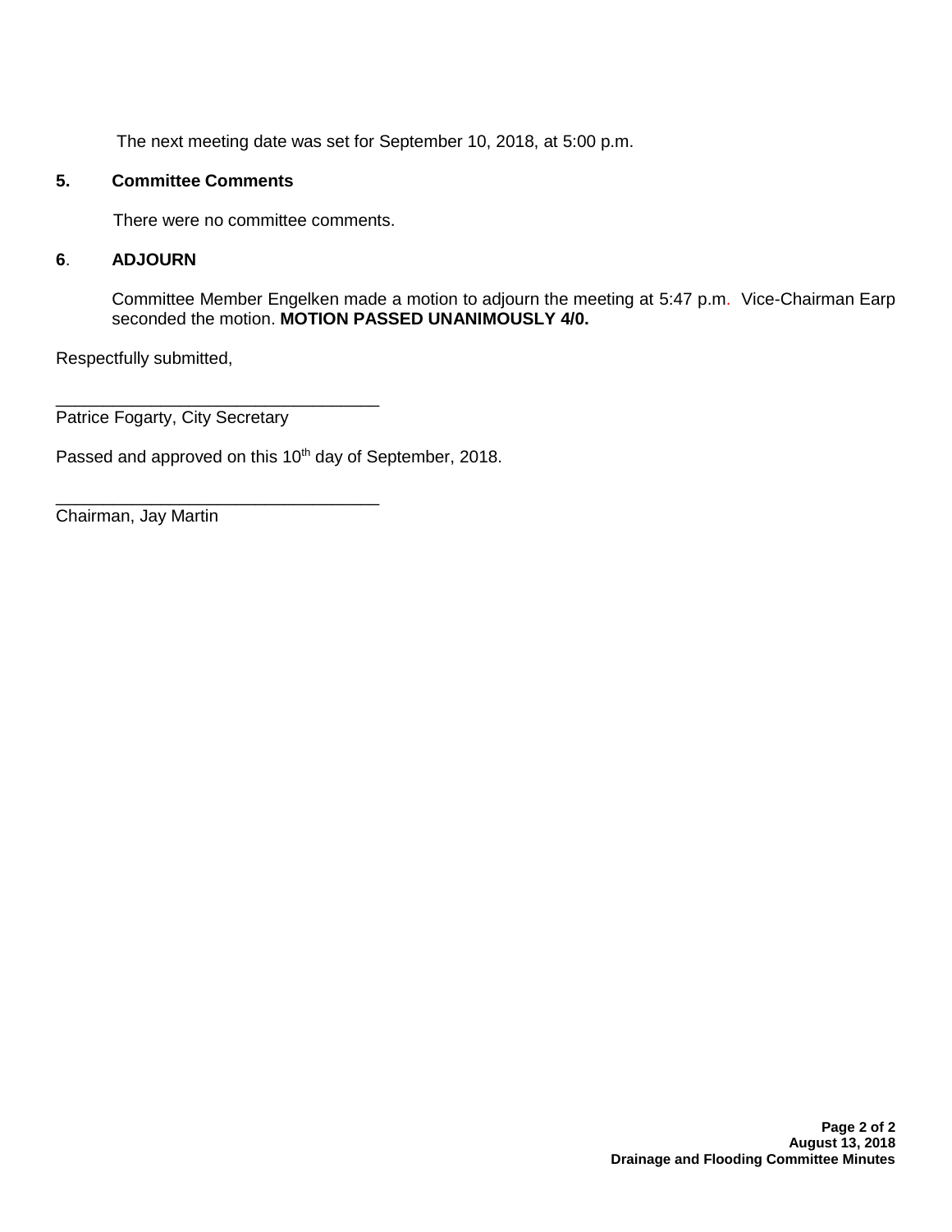The next meeting date was set for September 10, 2018, at 5:00 p.m.

**5. Committee Comments**

There were no committee comments.

**6. ADJOURN**

Committee Member Engelken made a motion to adjourn the meeting at 5:47 p.m. Vice-Chairman Earp seconded the motion. **MOTION PASSED UNANIMOUSLY 4/0.**

Respectfully submitted,

___________________________________
Patrice Fogarty, City Secretary

Passed and approved on this 10th day of September, 2018.

___________________________________
Chairman, Jay Martin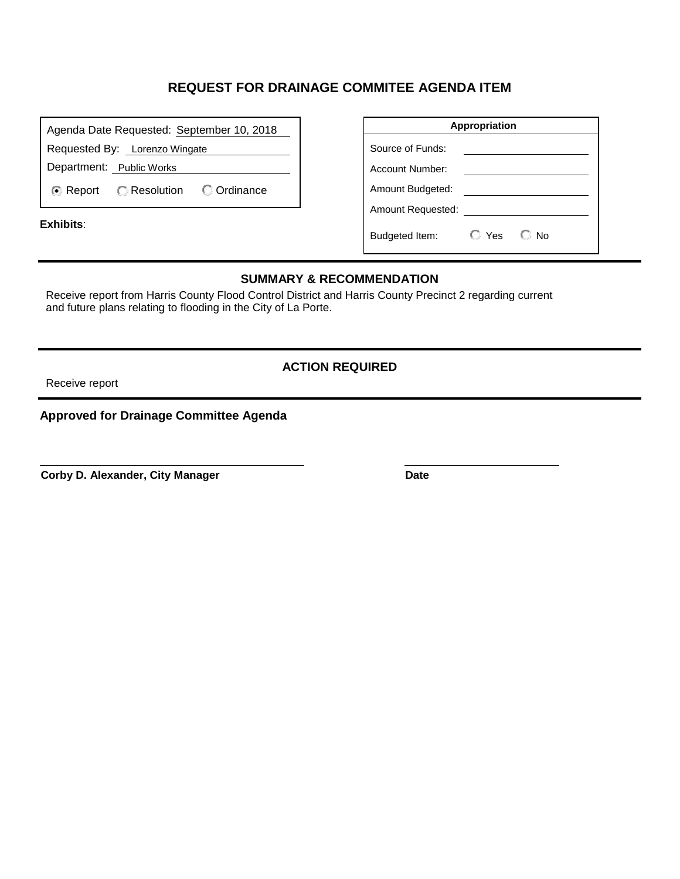# REQUEST FOR DRAINAGE COMMITEE AGENDA ITEM

Agenda Date Requested: September 10, 2018

Requested By: Lorenzo Wingate

Department: Public Works

- [x] Report
- [ ] Resolution
- [ ] Ordinance

**Exhibits**:

| Appropriation | |
|---|---|
| Source of Funds: | |
| Account Number: | |
| Amount Budgeted: | |
| Amount Requested: | |
| Budgeted Item: | ○ Yes ○ No |

## SUMMARY & RECOMMENDATION

Receive report from Harris County Flood Control District and Harris County Precinct 2 regarding current and future plans relating to flooding in the City of La Porte.

## ACTION REQUIRED

Receive report

**Approved for Drainage Committee Agenda**

**Corby D. Alexander, City Manager** **Date**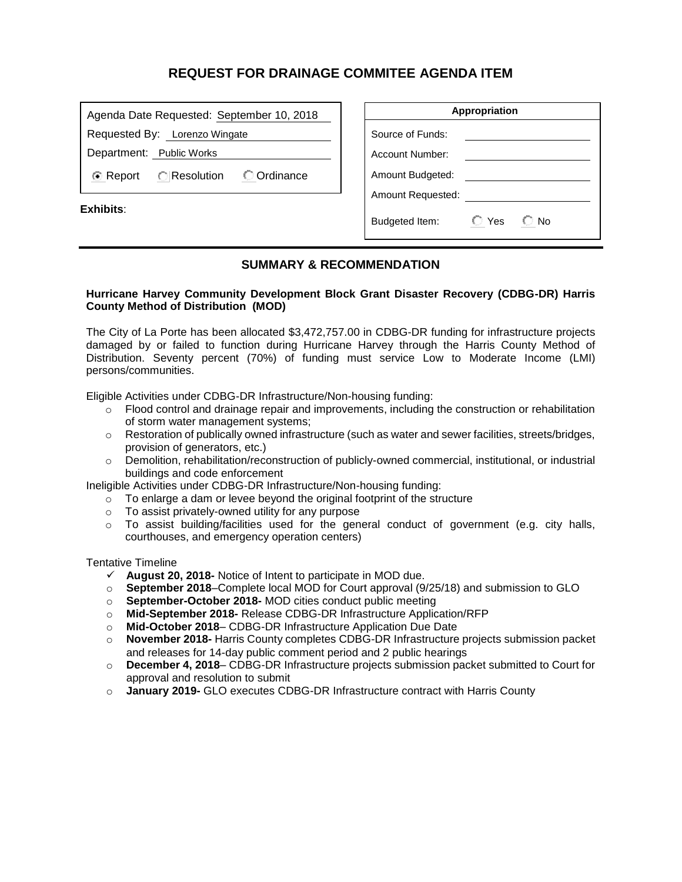# REQUEST FOR DRAINAGE COMMITEE AGENDA ITEM

Agenda Date Requested: September 10, 2018

Requested By: Lorenzo Wingate

Department: Public Works

☒ Report ☐ Resolution ☐ Ordinance

**Exhibits**:

| Appropriation | |
|---|---|
| Source of Funds: | |
| Account Number: | |
| Amount Budgeted: | |
| Amount Requested: | |
| Budgeted Item: | ☐ Yes ☐ No |

## SUMMARY & RECOMMENDATION

**Hurricane Harvey Community Development Block Grant Disaster Recovery (CDBG-DR) Harris County Method of Distribution (MOD)**

The City of La Porte has been allocated $3,472,757.00 in CDBG-DR funding for infrastructure projects damaged by or failed to function during Hurricane Harvey through the Harris County Method of Distribution. Seventy percent (70%) of funding must service Low to Moderate Income (LMI) persons/communities.

Eligible Activities under CDBG-DR Infrastructure/Non-housing funding:

- Flood control and drainage repair and improvements, including the construction or rehabilitation of storm water management systems;
- Restoration of publically owned infrastructure (such as water and sewer facilities, streets/bridges, provision of generators, etc.)
- Demolition, rehabilitation/reconstruction of publicly-owned commercial, institutional, or industrial buildings and code enforcement

Ineligible Activities under CDBG-DR Infrastructure/Non-housing funding:

- To enlarge a dam or levee beyond the original footprint of the structure
- To assist privately-owned utility for any purpose
- To assist building/facilities used for the general conduct of government (e.g. city halls, courthouses, and emergency operation centers)

Tentative Timeline

- ✓ **August 20, 2018-** Notice of Intent to participate in MOD due.
- **September 2018**–Complete local MOD for Court approval (9/25/18) and submission to GLO
- **September-October 2018-** MOD cities conduct public meeting
- **Mid-September 2018-** Release CDBG-DR Infrastructure Application/RFP
- **Mid-October 2018**– CDBG-DR Infrastructure Application Due Date
- **November 2018-** Harris County completes CDBG-DR Infrastructure projects submission packet and releases for 14-day public comment period and 2 public hearings
- **December 4, 2018**– CDBG-DR Infrastructure projects submission packet submitted to Court for approval and resolution to submit
- **January 2019-** GLO executes CDBG-DR Infrastructure contract with Harris County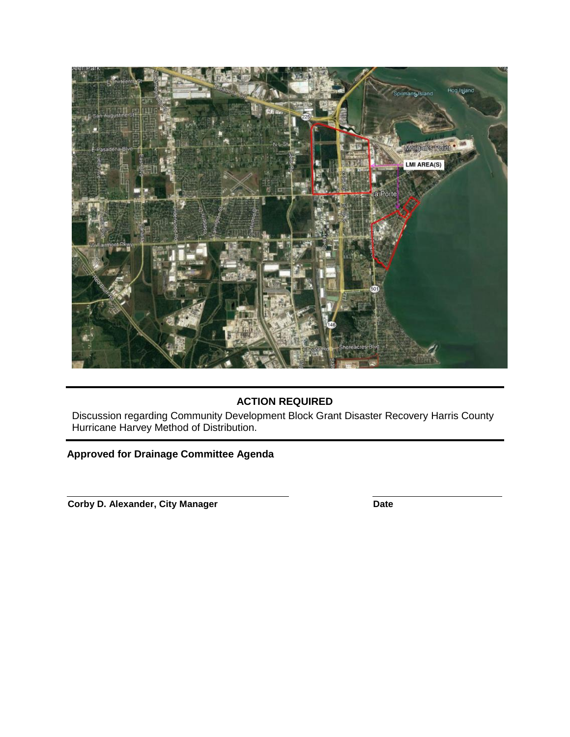**ACTION REQUIRED**

Discussion regarding Community Development Block Grant Disaster Recovery Harris County Hurricane Harvey Method of Distribution.

**Approved for Drainage Committee Agenda**

**Corby D. Alexander, City Manager** | **Date**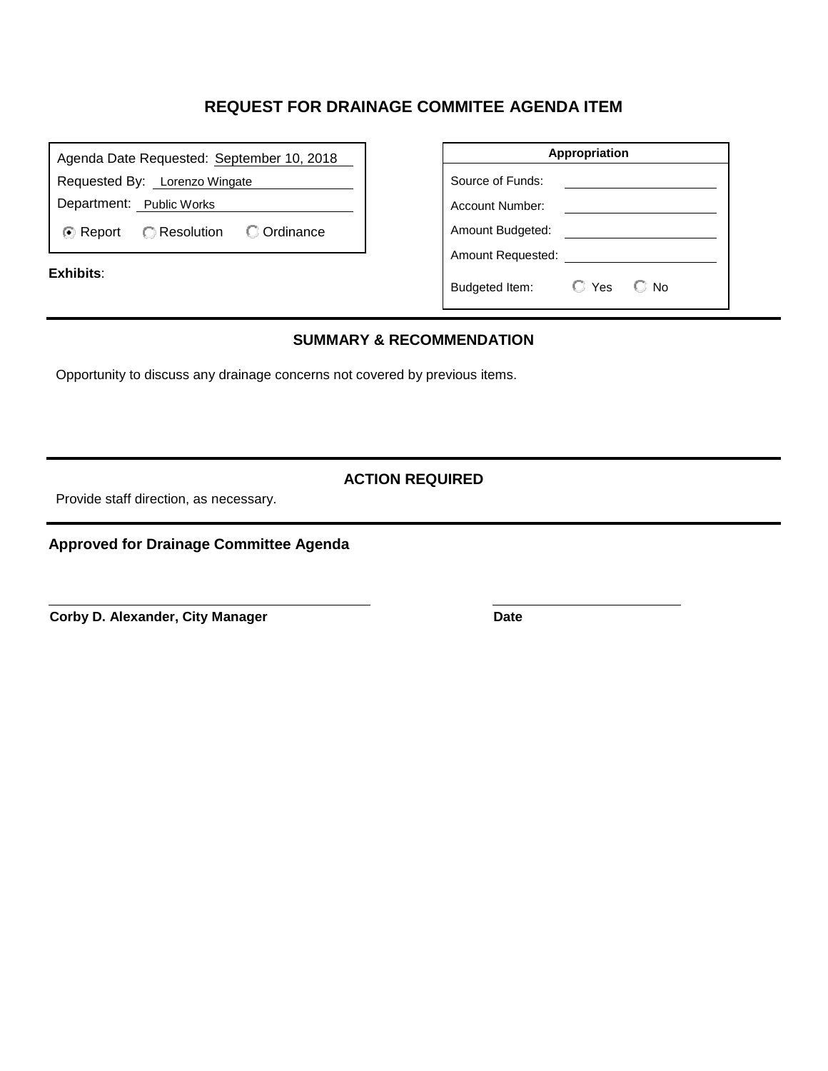# REQUEST FOR DRAINAGE COMMITEE AGENDA ITEM

Agenda Date Requested: September 10, 2018

Requested By: Lorenzo Wingate

Department: Public Works

(•) Report ( ) Resolution ( ) Ordinance

**Exhibits**:

| Appropriation | |
|---|---|
| Source of Funds: | |
| Account Number: | |
| Amount Budgeted: | |
| Amount Requested: | |
| Budgeted Item: | ( ) Yes ( ) No |

## SUMMARY & RECOMMENDATION

Opportunity to discuss any drainage concerns not covered by previous items.

## ACTION REQUIRED

Provide staff direction, as necessary.

**Approved for Drainage Committee Agenda**

**Corby D. Alexander, City Manager**

**Date**